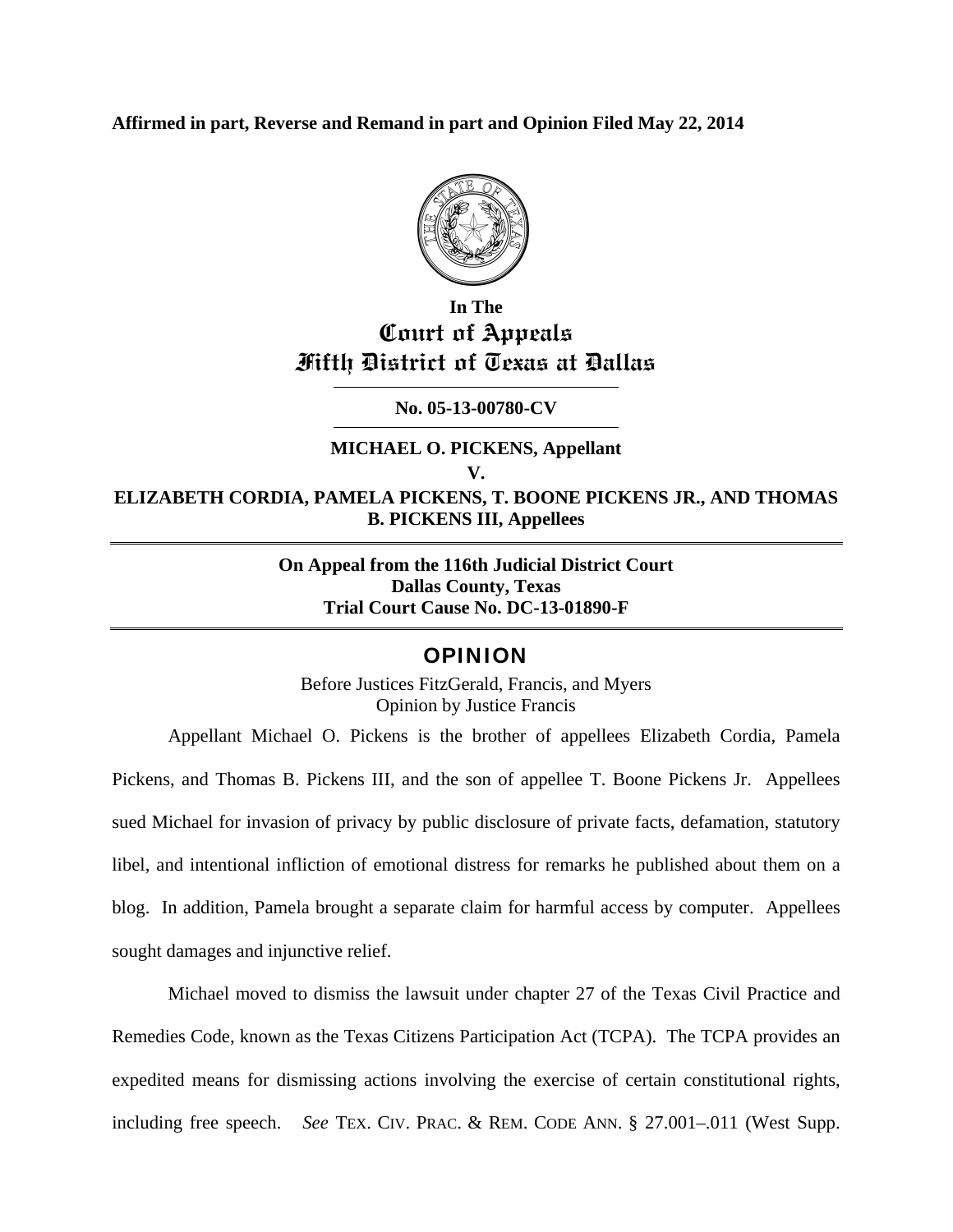**Affirmed in part, Reverse and Remand in part and Opinion Filed May 22, 2014**

In The
# Court of Appeals
# Fifth District of Texas at Dallas

---

**No. 05-13-00780-CV**

---

**MICHAEL O. PICKENS, Appellant**

**V.**

**ELIZABETH CORDIA, PAMELA PICKENS, T. BOONE PICKENS JR., AND THOMAS B. PICKENS III, Appellees**

---

**On Appeal from the 116th Judicial District Court**
**Dallas County, Texas**
**Trial Court Cause No. DC-13-01890-F**

---

## OPINION

Before Justices FitzGerald, Francis, and Myers
Opinion by Justice Francis

Appellant Michael O. Pickens is the brother of appellees Elizabeth Cordia, Pamela Pickens, and Thomas B. Pickens III, and the son of appellee T. Boone Pickens Jr. Appellees sued Michael for invasion of privacy by public disclosure of private facts, defamation, statutory libel, and intentional infliction of emotional distress for remarks he published about them on a blog. In addition, Pamela brought a separate claim for harmful access by computer. Appellees sought damages and injunctive relief.

Michael moved to dismiss the lawsuit under chapter 27 of the Texas Civil Practice and Remedies Code, known as the Texas Citizens Participation Act (TCPA). The TCPA provides an expedited means for dismissing actions involving the exercise of certain constitutional rights, including free speech. *See* TEX. CIV. PRAC. & REM. CODE ANN. § 27.001–.011 (West Supp.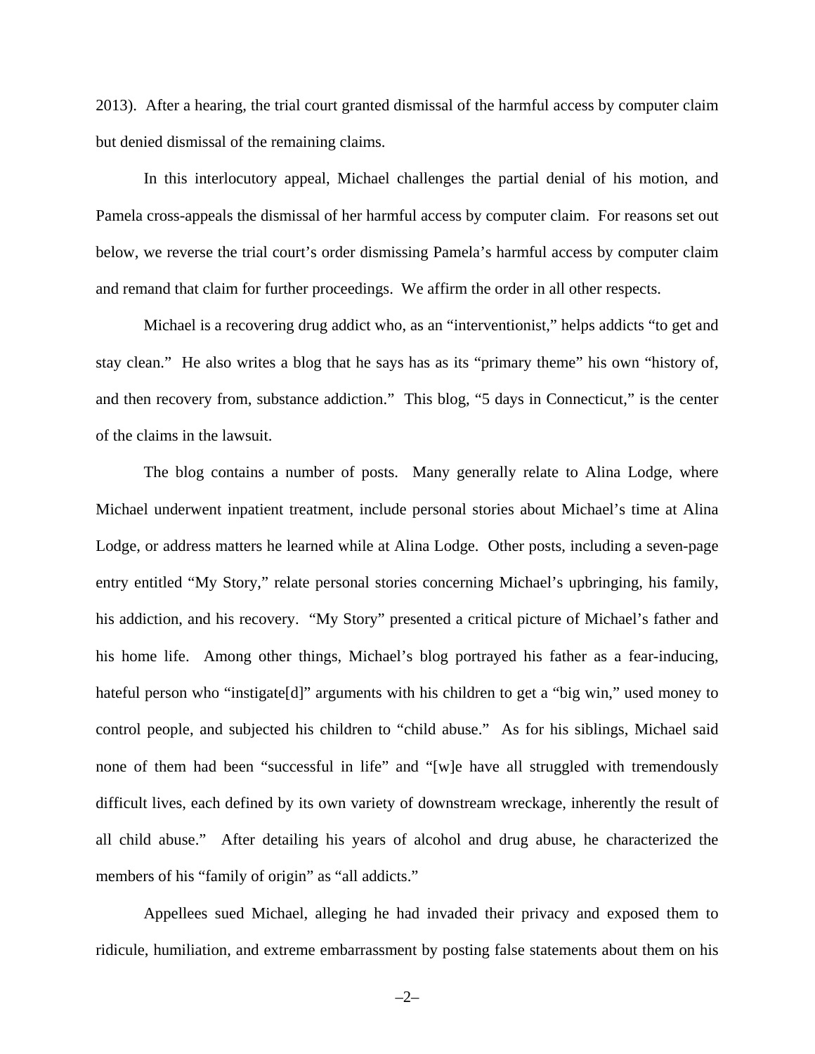2013). After a hearing, the trial court granted dismissal of the harmful access by computer claim but denied dismissal of the remaining claims.

In this interlocutory appeal, Michael challenges the partial denial of his motion, and Pamela cross-appeals the dismissal of her harmful access by computer claim. For reasons set out below, we reverse the trial court's order dismissing Pamela's harmful access by computer claim and remand that claim for further proceedings. We affirm the order in all other respects.

Michael is a recovering drug addict who, as an "interventionist," helps addicts "to get and stay clean." He also writes a blog that he says has as its "primary theme" his own "history of, and then recovery from, substance addiction." This blog, "5 days in Connecticut," is the center of the claims in the lawsuit.

The blog contains a number of posts. Many generally relate to Alina Lodge, where Michael underwent inpatient treatment, include personal stories about Michael's time at Alina Lodge, or address matters he learned while at Alina Lodge. Other posts, including a seven-page entry entitled "My Story," relate personal stories concerning Michael's upbringing, his family, his addiction, and his recovery. "My Story" presented a critical picture of Michael's father and his home life. Among other things, Michael's blog portrayed his father as a fear-inducing, hateful person who "instigate[d]" arguments with his children to get a "big win," used money to control people, and subjected his children to "child abuse." As for his siblings, Michael said none of them had been "successful in life" and "[w]e have all struggled with tremendously difficult lives, each defined by its own variety of downstream wreckage, inherently the result of all child abuse." After detailing his years of alcohol and drug abuse, he characterized the members of his "family of origin" as "all addicts."

Appellees sued Michael, alleging he had invaded their privacy and exposed them to ridicule, humiliation, and extreme embarrassment by posting false statements about them on his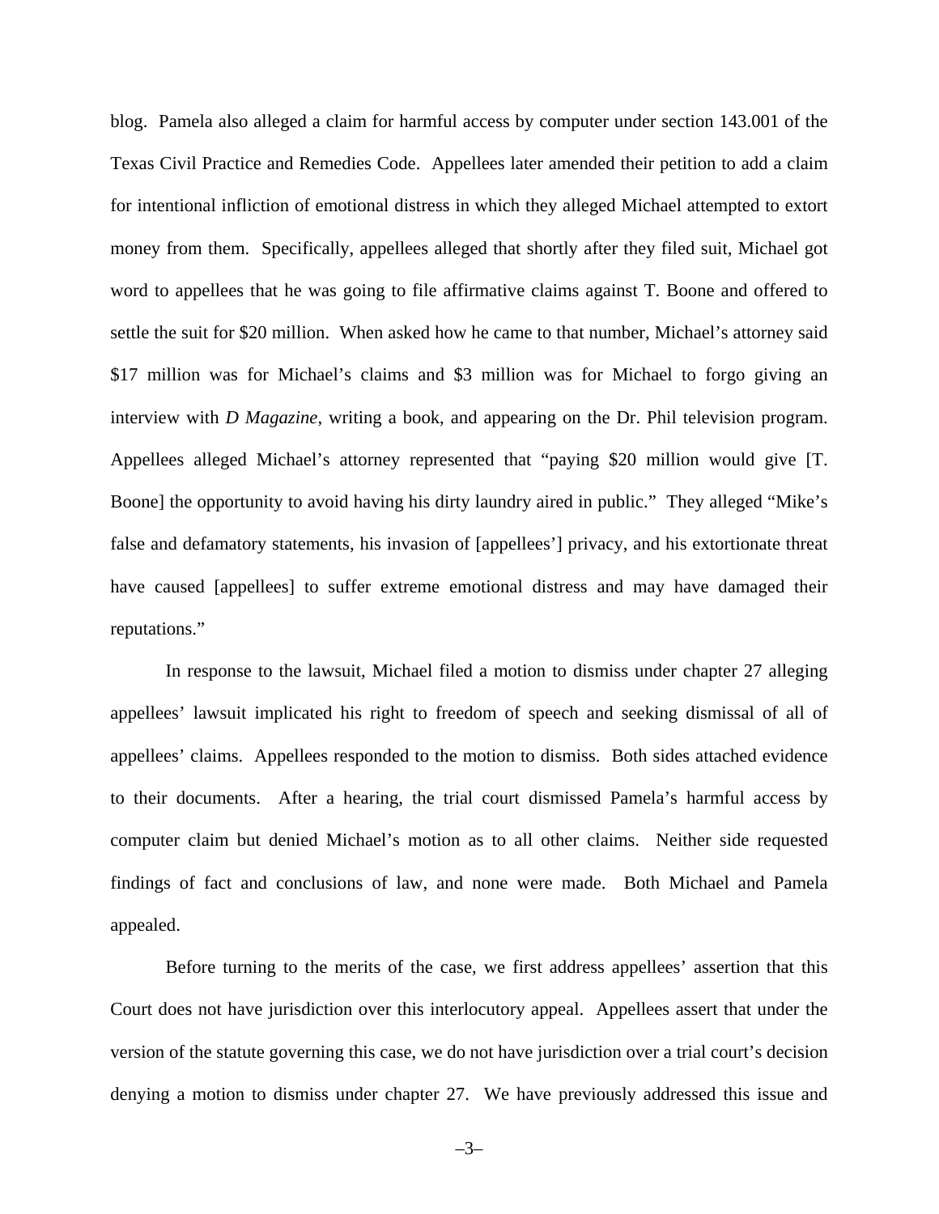blog. Pamela also alleged a claim for harmful access by computer under section 143.001 of the Texas Civil Practice and Remedies Code. Appellees later amended their petition to add a claim for intentional infliction of emotional distress in which they alleged Michael attempted to extort money from them. Specifically, appellees alleged that shortly after they filed suit, Michael got word to appellees that he was going to file affirmative claims against T. Boone and offered to settle the suit for $20 million. When asked how he came to that number, Michael's attorney said $17 million was for Michael's claims and $3 million was for Michael to forgo giving an interview with *D Magazine*, writing a book, and appearing on the Dr. Phil television program. Appellees alleged Michael's attorney represented that "paying $20 million would give [T. Boone] the opportunity to avoid having his dirty laundry aired in public." They alleged "Mike's false and defamatory statements, his invasion of [appellees'] privacy, and his extortionate threat have caused [appellees] to suffer extreme emotional distress and may have damaged their reputations."

In response to the lawsuit, Michael filed a motion to dismiss under chapter 27 alleging appellees' lawsuit implicated his right to freedom of speech and seeking dismissal of all of appellees' claims. Appellees responded to the motion to dismiss. Both sides attached evidence to their documents. After a hearing, the trial court dismissed Pamela's harmful access by computer claim but denied Michael's motion as to all other claims. Neither side requested findings of fact and conclusions of law, and none were made. Both Michael and Pamela appealed.

Before turning to the merits of the case, we first address appellees' assertion that this Court does not have jurisdiction over this interlocutory appeal. Appellees assert that under the version of the statute governing this case, we do not have jurisdiction over a trial court's decision denying a motion to dismiss under chapter 27. We have previously addressed this issue and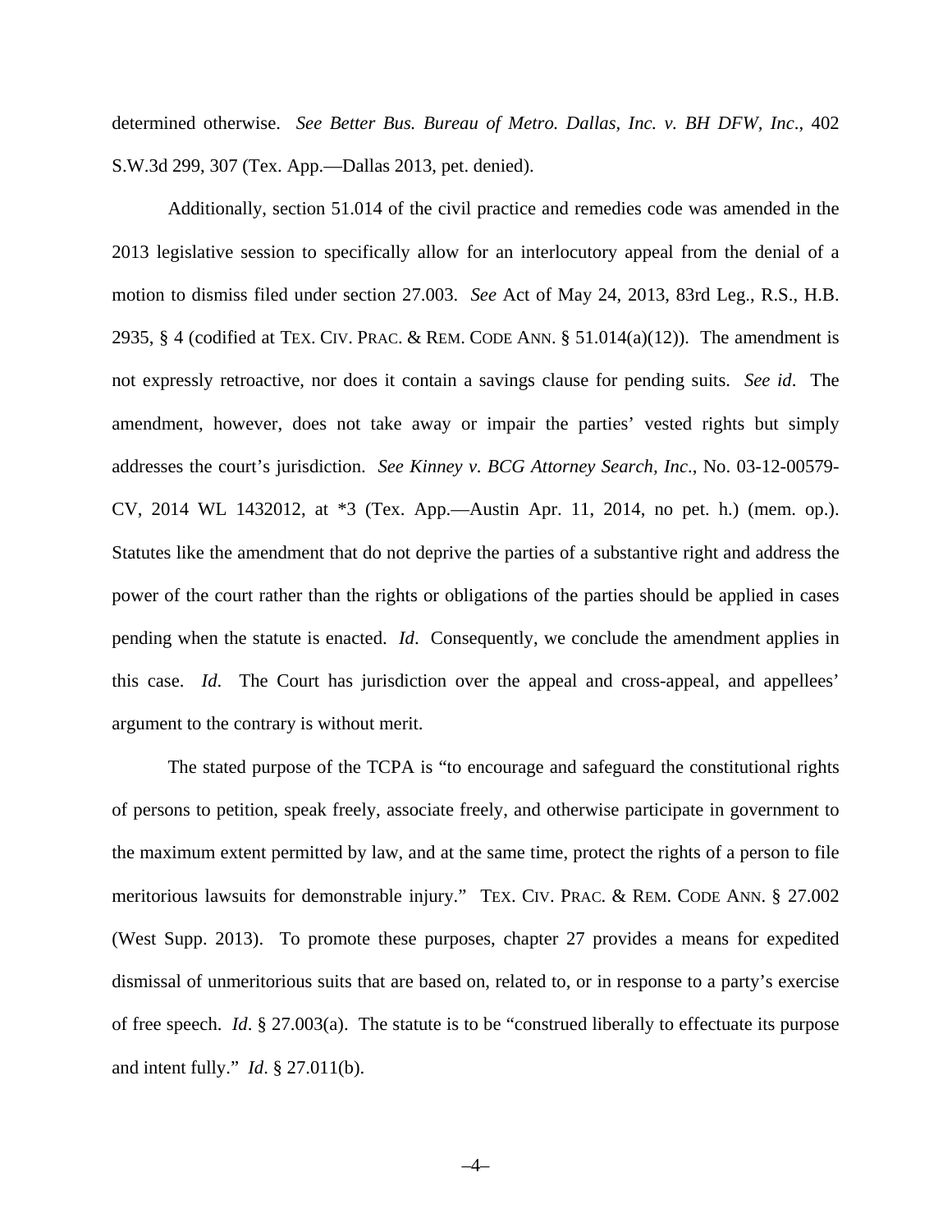determined otherwise. *See Better Bus. Bureau of Metro. Dallas, Inc. v. BH DFW, Inc*., 402 S.W.3d 299, 307 (Tex. App.—Dallas 2013, pet. denied).

Additionally, section 51.014 of the civil practice and remedies code was amended in the 2013 legislative session to specifically allow for an interlocutory appeal from the denial of a motion to dismiss filed under section 27.003. *See* Act of May 24, 2013, 83rd Leg., R.S., H.B. 2935, § 4 (codified at TEX. CIV. PRAC. & REM. CODE ANN. § 51.014(a)(12)). The amendment is not expressly retroactive, nor does it contain a savings clause for pending suits. *See id*. The amendment, however, does not take away or impair the parties' vested rights but simply addresses the court's jurisdiction. *See Kinney v. BCG Attorney Search, Inc*., No. 03-12-00579-CV, 2014 WL 1432012, at *3 (Tex. App.—Austin Apr. 11, 2014, no pet. h.) (mem. op.). Statutes like the amendment that do not deprive the parties of a substantive right and address the power of the court rather than the rights or obligations of the parties should be applied in cases pending when the statute is enacted. *Id*. Consequently, we conclude the amendment applies in this case. *Id*. The Court has jurisdiction over the appeal and cross-appeal, and appellees' argument to the contrary is without merit.

The stated purpose of the TCPA is "to encourage and safeguard the constitutional rights of persons to petition, speak freely, associate freely, and otherwise participate in government to the maximum extent permitted by law, and at the same time, protect the rights of a person to file meritorious lawsuits for demonstrable injury." TEX. CIV. PRAC. & REM. CODE ANN. § 27.002 (West Supp. 2013). To promote these purposes, chapter 27 provides a means for expedited dismissal of unmeritorious suits that are based on, related to, or in response to a party's exercise of free speech. *Id*. § 27.003(a). The statute is to be "construed liberally to effectuate its purpose and intent fully." *Id*. § 27.011(b).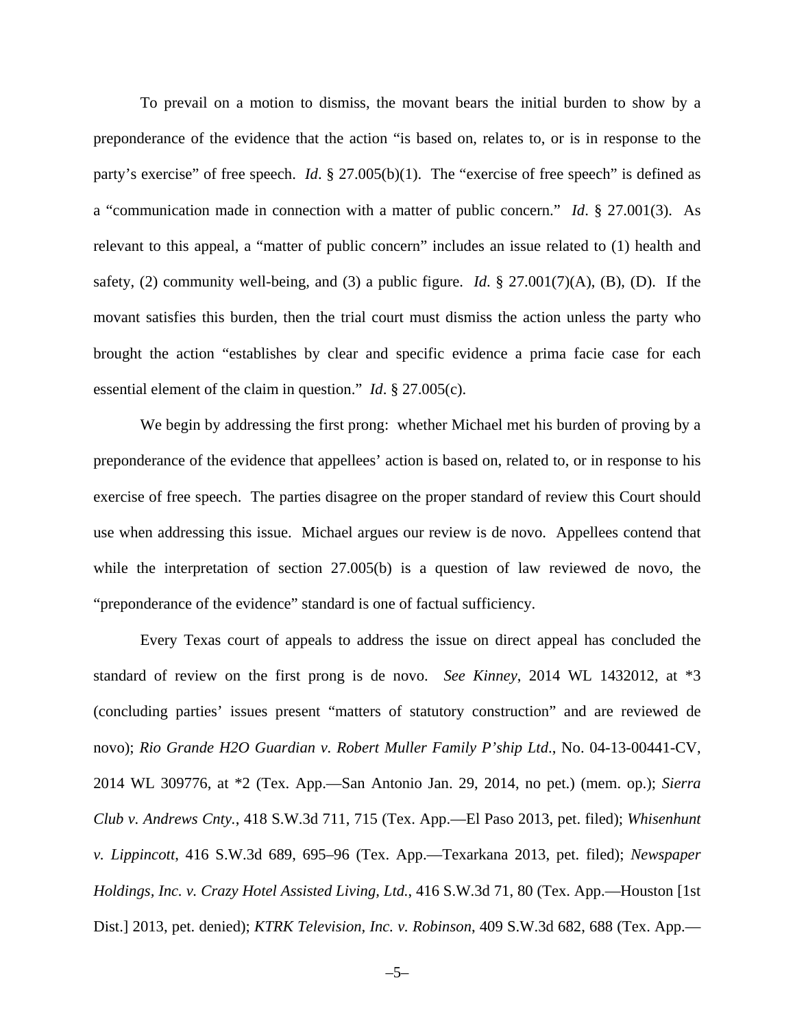To prevail on a motion to dismiss, the movant bears the initial burden to show by a preponderance of the evidence that the action "is based on, relates to, or is in response to the party's exercise" of free speech. *Id*. § 27.005(b)(1). The "exercise of free speech" is defined as a "communication made in connection with a matter of public concern." *Id*. § 27.001(3). As relevant to this appeal, a "matter of public concern" includes an issue related to (1) health and safety, (2) community well-being, and (3) a public figure. *Id*. § 27.001(7)(A), (B), (D). If the movant satisfies this burden, then the trial court must dismiss the action unless the party who brought the action "establishes by clear and specific evidence a prima facie case for each essential element of the claim in question." *Id*. § 27.005(c).

We begin by addressing the first prong: whether Michael met his burden of proving by a preponderance of the evidence that appellees' action is based on, related to, or in response to his exercise of free speech. The parties disagree on the proper standard of review this Court should use when addressing this issue. Michael argues our review is de novo. Appellees contend that while the interpretation of section 27.005(b) is a question of law reviewed de novo, the "preponderance of the evidence" standard is one of factual sufficiency.

Every Texas court of appeals to address the issue on direct appeal has concluded the standard of review on the first prong is de novo. *See Kinney*, 2014 WL 1432012, at *3 (concluding parties' issues present "matters of statutory construction" and are reviewed de novo); *Rio Grande H2O Guardian v. Robert Muller Family P'ship Ltd.*, No. 04-13-00441-CV, 2014 WL 309776, at *2 (Tex. App.—San Antonio Jan. 29, 2014, no pet.) (mem. op.); *Sierra Club v. Andrews Cnty.*, 418 S.W.3d 711, 715 (Tex. App.—El Paso 2013, pet. filed); *Whisenhunt v. Lippincott*, 416 S.W.3d 689, 695–96 (Tex. App.—Texarkana 2013, pet. filed); *Newspaper Holdings, Inc. v. Crazy Hotel Assisted Living, Ltd.*, 416 S.W.3d 71, 80 (Tex. App.—Houston [1st Dist.] 2013, pet. denied); *KTRK Television, Inc. v. Robinson*, 409 S.W.3d 682, 688 (Tex. App.—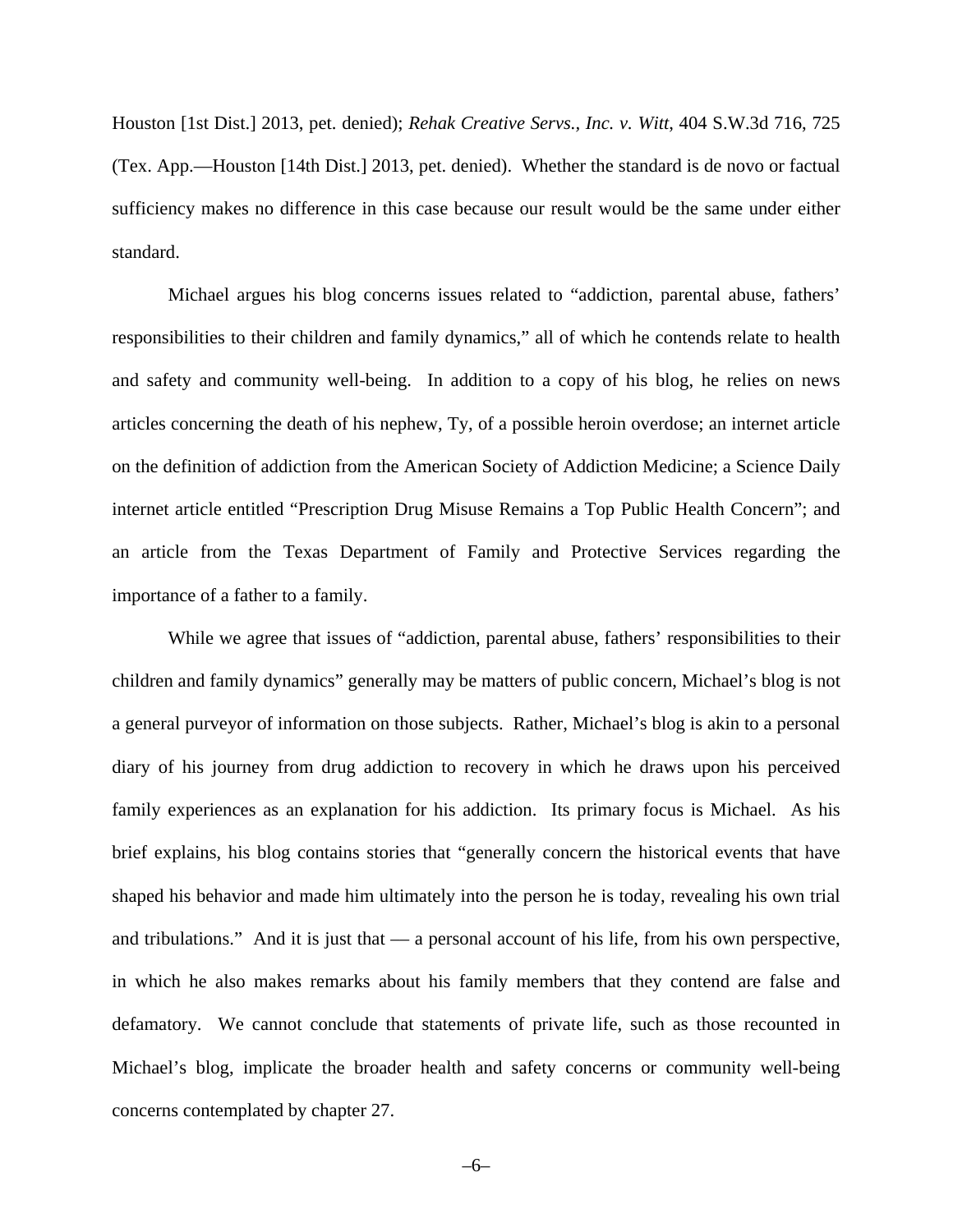Houston [1st Dist.] 2013, pet. denied); *Rehak Creative Servs., Inc. v. Witt*, 404 S.W.3d 716, 725 (Tex. App.—Houston [14th Dist.] 2013, pet. denied). Whether the standard is de novo or factual sufficiency makes no difference in this case because our result would be the same under either standard.

Michael argues his blog concerns issues related to "addiction, parental abuse, fathers' responsibilities to their children and family dynamics," all of which he contends relate to health and safety and community well-being. In addition to a copy of his blog, he relies on news articles concerning the death of his nephew, Ty, of a possible heroin overdose; an internet article on the definition of addiction from the American Society of Addiction Medicine; a Science Daily internet article entitled "Prescription Drug Misuse Remains a Top Public Health Concern"; and an article from the Texas Department of Family and Protective Services regarding the importance of a father to a family.

While we agree that issues of "addiction, parental abuse, fathers' responsibilities to their children and family dynamics" generally may be matters of public concern, Michael's blog is not a general purveyor of information on those subjects. Rather, Michael's blog is akin to a personal diary of his journey from drug addiction to recovery in which he draws upon his perceived family experiences as an explanation for his addiction. Its primary focus is Michael. As his brief explains, his blog contains stories that "generally concern the historical events that have shaped his behavior and made him ultimately into the person he is today, revealing his own trial and tribulations." And it is just that — a personal account of his life, from his own perspective, in which he also makes remarks about his family members that they contend are false and defamatory. We cannot conclude that statements of private life, such as those recounted in Michael's blog, implicate the broader health and safety concerns or community well-being concerns contemplated by chapter 27.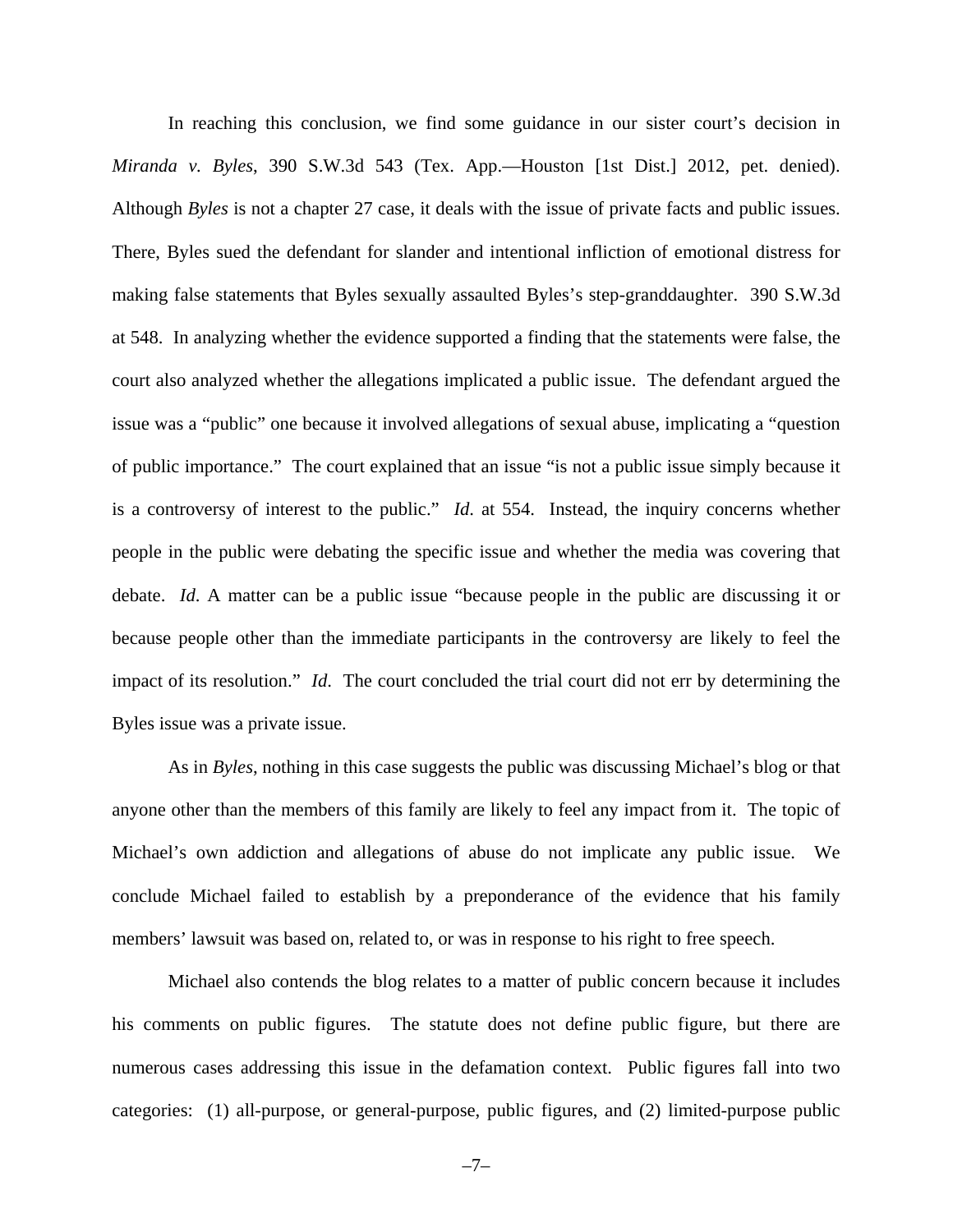In reaching this conclusion, we find some guidance in our sister court's decision in *Miranda v. Byles*, 390 S.W.3d 543 (Tex. App.—Houston [1st Dist.] 2012, pet. denied). Although *Byles* is not a chapter 27 case, it deals with the issue of private facts and public issues. There, Byles sued the defendant for slander and intentional infliction of emotional distress for making false statements that Byles sexually assaulted Byles's step-granddaughter. 390 S.W.3d at 548. In analyzing whether the evidence supported a finding that the statements were false, the court also analyzed whether the allegations implicated a public issue. The defendant argued the issue was a "public" one because it involved allegations of sexual abuse, implicating a "question of public importance." The court explained that an issue "is not a public issue simply because it is a controversy of interest to the public." *Id.* at 554. Instead, the inquiry concerns whether people in the public were debating the specific issue and whether the media was covering that debate. *Id*. A matter can be a public issue "because people in the public are discussing it or because people other than the immediate participants in the controversy are likely to feel the impact of its resolution." *Id*. The court concluded the trial court did not err by determining the Byles issue was a private issue.

As in *Byles*, nothing in this case suggests the public was discussing Michael's blog or that anyone other than the members of this family are likely to feel any impact from it. The topic of Michael's own addiction and allegations of abuse do not implicate any public issue. We conclude Michael failed to establish by a preponderance of the evidence that his family members' lawsuit was based on, related to, or was in response to his right to free speech.

Michael also contends the blog relates to a matter of public concern because it includes his comments on public figures. The statute does not define public figure, but there are numerous cases addressing this issue in the defamation context. Public figures fall into two categories: (1) all-purpose, or general-purpose, public figures, and (2) limited-purpose public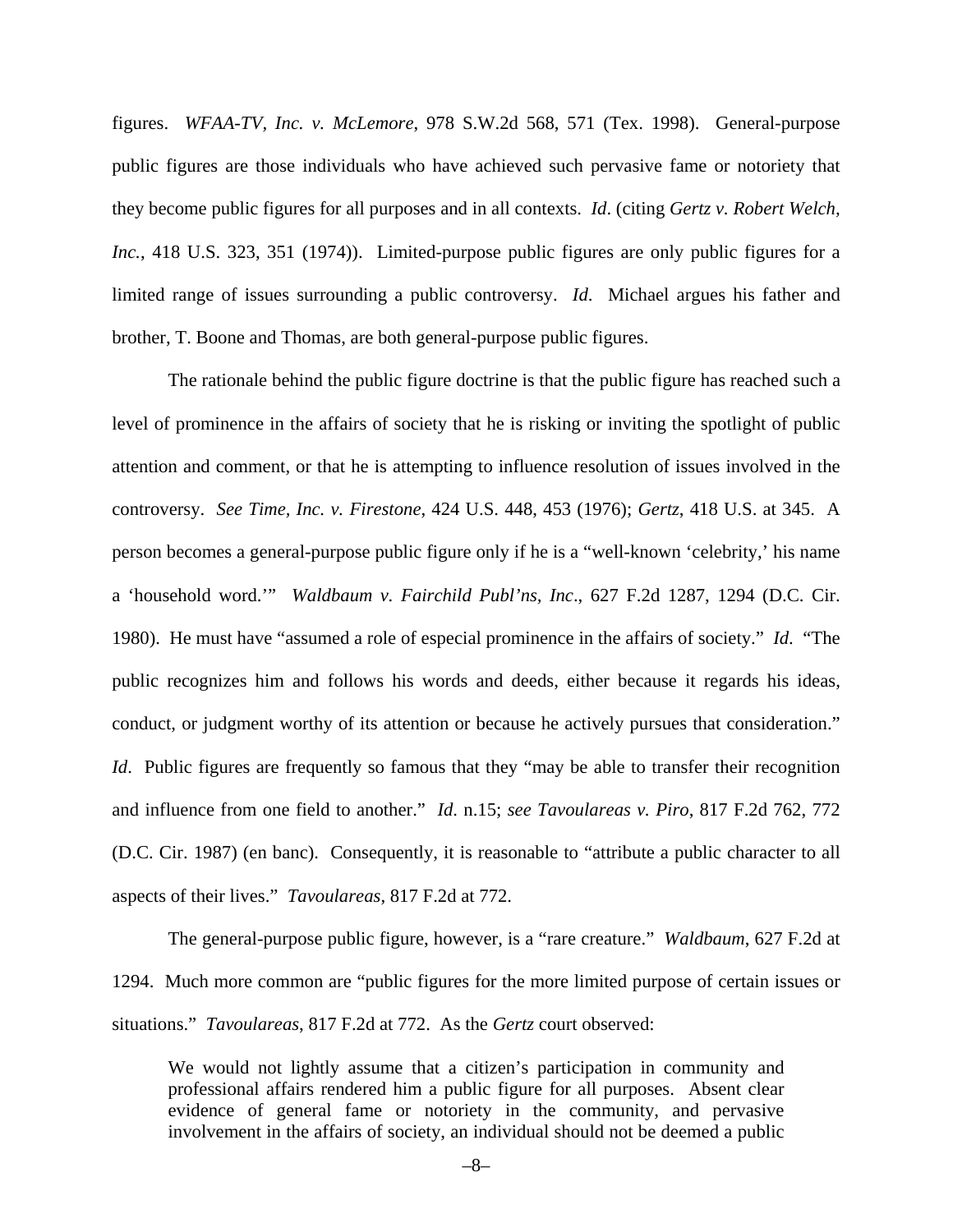figures. *WFAA-TV, Inc. v. McLemore*, 978 S.W.2d 568, 571 (Tex. 1998). General-purpose public figures are those individuals who have achieved such pervasive fame or notoriety that they become public figures for all purposes and in all contexts. *Id*. (citing *Gertz v. Robert Welch, Inc.*, 418 U.S. 323, 351 (1974)). Limited-purpose public figures are only public figures for a limited range of issues surrounding a public controversy. *Id*. Michael argues his father and brother, T. Boone and Thomas, are both general-purpose public figures.

The rationale behind the public figure doctrine is that the public figure has reached such a level of prominence in the affairs of society that he is risking or inviting the spotlight of public attention and comment, or that he is attempting to influence resolution of issues involved in the controversy. *See Time, Inc. v. Firestone*, 424 U.S. 448, 453 (1976); *Gertz*, 418 U.S. at 345. A person becomes a general-purpose public figure only if he is a "well-known 'celebrity,' his name a 'household word.'" *Waldbaum v. Fairchild Publ'ns, Inc*., 627 F.2d 1287, 1294 (D.C. Cir. 1980). He must have "assumed a role of especial prominence in the affairs of society." *Id*. "The public recognizes him and follows his words and deeds, either because it regards his ideas, conduct, or judgment worthy of its attention or because he actively pursues that consideration." *Id*. Public figures are frequently so famous that they "may be able to transfer their recognition and influence from one field to another." *Id*. n.15; *see Tavoulareas v. Piro*, 817 F.2d 762, 772 (D.C. Cir. 1987) (en banc). Consequently, it is reasonable to "attribute a public character to all aspects of their lives." *Tavoulareas*, 817 F.2d at 772.

The general-purpose public figure, however, is a "rare creature." *Waldbaum*, 627 F.2d at 1294. Much more common are "public figures for the more limited purpose of certain issues or situations." *Tavoulareas*, 817 F.2d at 772. As the *Gertz* court observed:

> We would not lightly assume that a citizen's participation in community and professional affairs rendered him a public figure for all purposes. Absent clear evidence of general fame or notoriety in the community, and pervasive involvement in the affairs of society, an individual should not be deemed a public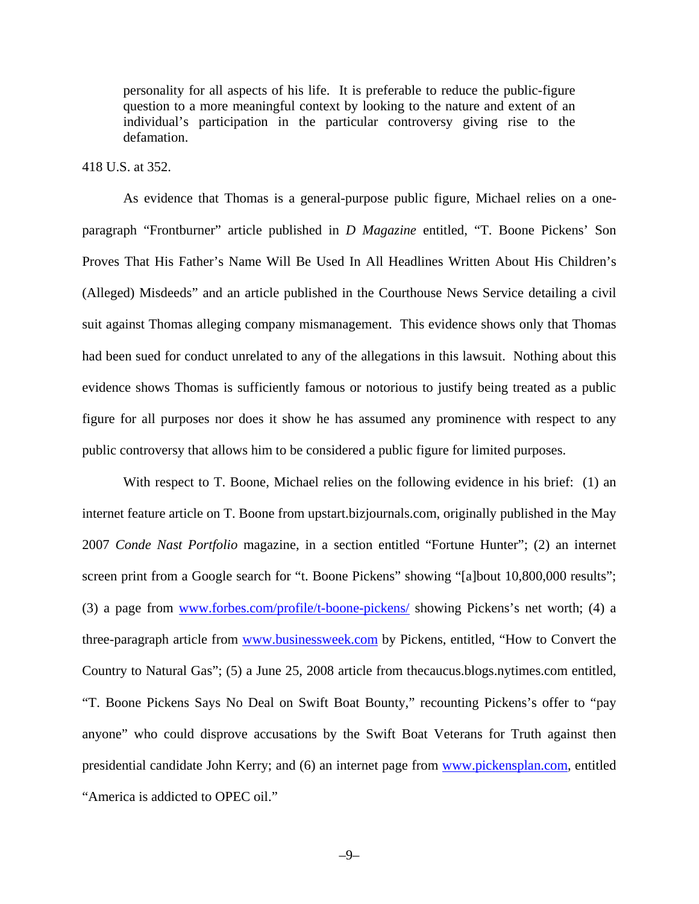> personality for all aspects of his life. It is preferable to reduce the public-figure question to a more meaningful context by looking to the nature and extent of an individual's participation in the particular controversy giving rise to the defamation.

418 U.S. at 352.

As evidence that Thomas is a general-purpose public figure, Michael relies on a one-paragraph "Frontburner" article published in *D Magazine* entitled, "T. Boone Pickens' Son Proves That His Father's Name Will Be Used In All Headlines Written About His Children's (Alleged) Misdeeds" and an article published in the Courthouse News Service detailing a civil suit against Thomas alleging company mismanagement. This evidence shows only that Thomas had been sued for conduct unrelated to any of the allegations in this lawsuit. Nothing about this evidence shows Thomas is sufficiently famous or notorious to justify being treated as a public figure for all purposes nor does it show he has assumed any prominence with respect to any public controversy that allows him to be considered a public figure for limited purposes.

With respect to T. Boone, Michael relies on the following evidence in his brief: (1) an internet feature article on T. Boone from upstart.bizjournals.com, originally published in the May 2007 *Conde Nast Portfolio* magazine, in a section entitled "Fortune Hunter"; (2) an internet screen print from a Google search for "t. Boone Pickens" showing "[a]bout 10,800,000 results"; (3) a page from www.forbes.com/profile/t-boone-pickens/ showing Pickens's net worth; (4) a three-paragraph article from www.businessweek.com by Pickens, entitled, "How to Convert the Country to Natural Gas"; (5) a June 25, 2008 article from thecaucus.blogs.nytimes.com entitled, "T. Boone Pickens Says No Deal on Swift Boat Bounty," recounting Pickens's offer to "pay anyone" who could disprove accusations by the Swift Boat Veterans for Truth against then presidential candidate John Kerry; and (6) an internet page from www.pickensplan.com, entitled "America is addicted to OPEC oil."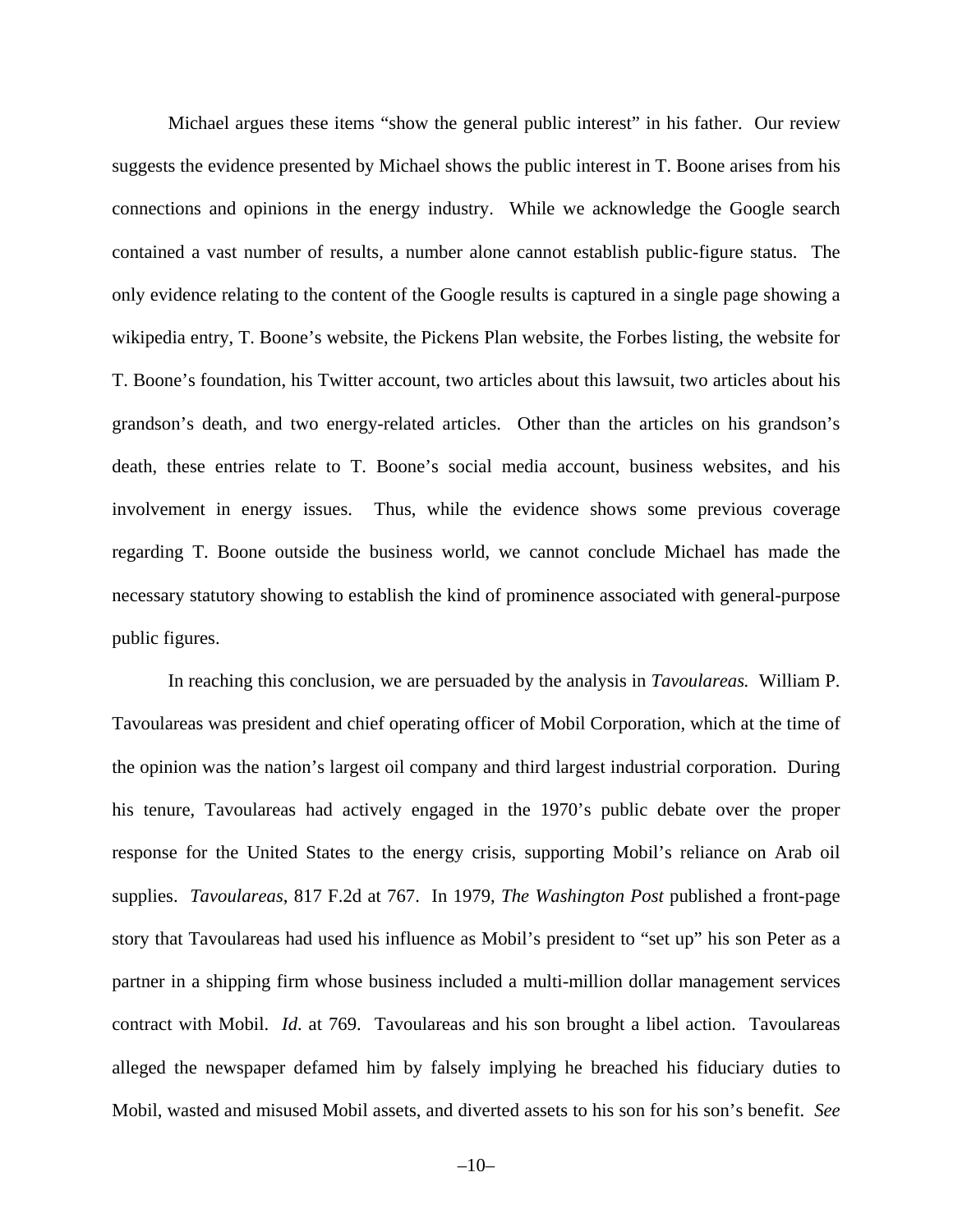Michael argues these items "show the general public interest" in his father. Our review suggests the evidence presented by Michael shows the public interest in T. Boone arises from his connections and opinions in the energy industry. While we acknowledge the Google search contained a vast number of results, a number alone cannot establish public-figure status. The only evidence relating to the content of the Google results is captured in a single page showing a wikipedia entry, T. Boone's website, the Pickens Plan website, the Forbes listing, the website for T. Boone's foundation, his Twitter account, two articles about this lawsuit, two articles about his grandson's death, and two energy-related articles. Other than the articles on his grandson's death, these entries relate to T. Boone's social media account, business websites, and his involvement in energy issues. Thus, while the evidence shows some previous coverage regarding T. Boone outside the business world, we cannot conclude Michael has made the necessary statutory showing to establish the kind of prominence associated with general-purpose public figures.

In reaching this conclusion, we are persuaded by the analysis in *Tavoulareas.* William P. Tavoulareas was president and chief operating officer of Mobil Corporation, which at the time of the opinion was the nation's largest oil company and third largest industrial corporation. During his tenure, Tavoulareas had actively engaged in the 1970's public debate over the proper response for the United States to the energy crisis, supporting Mobil's reliance on Arab oil supplies. *Tavoulareas*, 817 F.2d at 767. In 1979, *The Washington Post* published a front-page story that Tavoulareas had used his influence as Mobil's president to "set up" his son Peter as a partner in a shipping firm whose business included a multi-million dollar management services contract with Mobil. *Id.* at 769. Tavoulareas and his son brought a libel action. Tavoulareas alleged the newspaper defamed him by falsely implying he breached his fiduciary duties to Mobil, wasted and misused Mobil assets, and diverted assets to his son for his son's benefit. *See*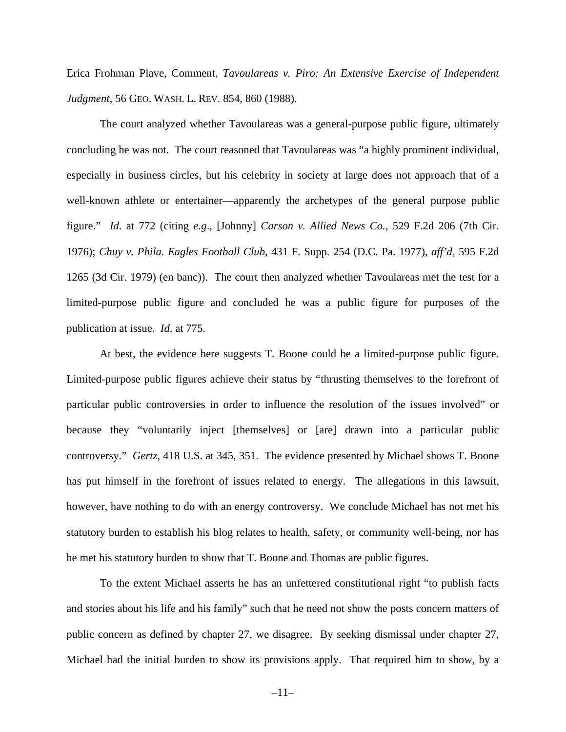Erica Frohman Plave, Comment, *Tavoulareas v. Piro: An Extensive Exercise of Independent Judgment*, 56 GEO. WASH. L. REV. 854, 860 (1988).

The court analyzed whether Tavoulareas was a general-purpose public figure, ultimately concluding he was not. The court reasoned that Tavoulareas was "a highly prominent individual, especially in business circles, but his celebrity in society at large does not approach that of a well-known athlete or entertainer—apparently the archetypes of the general purpose public figure." *Id*. at 772 (citing *e.g*., [Johnny] *Carson v. Allied News Co.*, 529 F.2d 206 (7th Cir. 1976); *Chuy v. Phila. Eagles Football Club*, 431 F. Supp. 254 (D.C. Pa. 1977), *aff'd*, 595 F.2d 1265 (3d Cir. 1979) (en banc)). The court then analyzed whether Tavoulareas met the test for a limited-purpose public figure and concluded he was a public figure for purposes of the publication at issue. *Id*. at 775.

At best, the evidence here suggests T. Boone could be a limited-purpose public figure. Limited-purpose public figures achieve their status by "thrusting themselves to the forefront of particular public controversies in order to influence the resolution of the issues involved" or because they "voluntarily inject [themselves] or [are] drawn into a particular public controversy." *Gertz*, 418 U.S. at 345, 351. The evidence presented by Michael shows T. Boone has put himself in the forefront of issues related to energy. The allegations in this lawsuit, however, have nothing to do with an energy controversy. We conclude Michael has not met his statutory burden to establish his blog relates to health, safety, or community well-being, nor has he met his statutory burden to show that T. Boone and Thomas are public figures.

To the extent Michael asserts he has an unfettered constitutional right "to publish facts and stories about his life and his family" such that he need not show the posts concern matters of public concern as defined by chapter 27, we disagree. By seeking dismissal under chapter 27, Michael had the initial burden to show its provisions apply. That required him to show, by a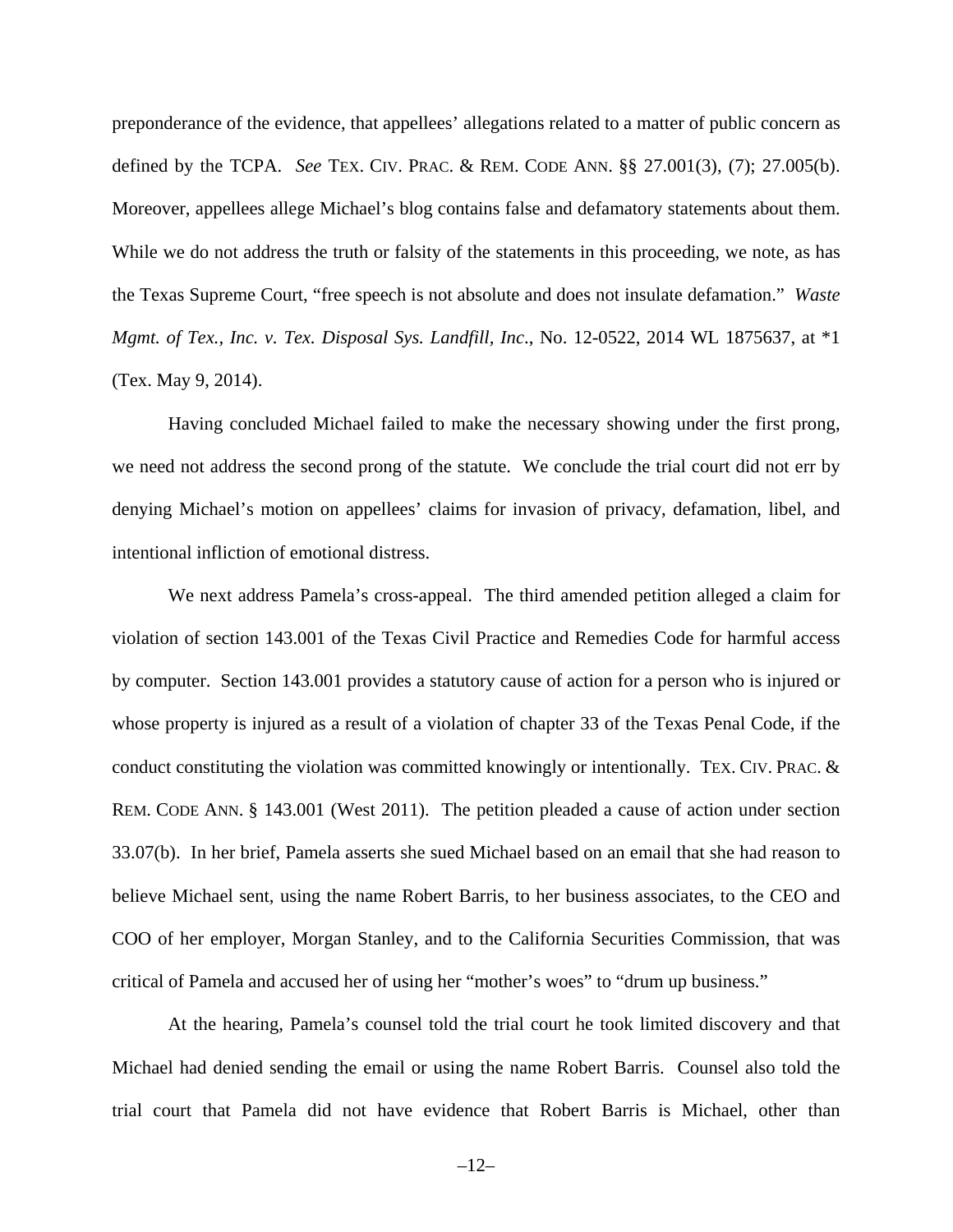preponderance of the evidence, that appellees' allegations related to a matter of public concern as defined by the TCPA. *See* TEX. CIV. PRAC. & REM. CODE ANN. §§ 27.001(3), (7); 27.005(b). Moreover, appellees allege Michael's blog contains false and defamatory statements about them. While we do not address the truth or falsity of the statements in this proceeding, we note, as has the Texas Supreme Court, "free speech is not absolute and does not insulate defamation." *Waste Mgmt. of Tex., Inc. v. Tex. Disposal Sys. Landfill, Inc*., No. 12-0522, 2014 WL 1875637, at *1 (Tex. May 9, 2014).

Having concluded Michael failed to make the necessary showing under the first prong, we need not address the second prong of the statute. We conclude the trial court did not err by denying Michael's motion on appellees' claims for invasion of privacy, defamation, libel, and intentional infliction of emotional distress.

We next address Pamela's cross-appeal. The third amended petition alleged a claim for violation of section 143.001 of the Texas Civil Practice and Remedies Code for harmful access by computer. Section 143.001 provides a statutory cause of action for a person who is injured or whose property is injured as a result of a violation of chapter 33 of the Texas Penal Code, if the conduct constituting the violation was committed knowingly or intentionally. TEX. CIV. PRAC. & REM. CODE ANN. § 143.001 (West 2011). The petition pleaded a cause of action under section 33.07(b). In her brief, Pamela asserts she sued Michael based on an email that she had reason to believe Michael sent, using the name Robert Barris, to her business associates, to the CEO and COO of her employer, Morgan Stanley, and to the California Securities Commission, that was critical of Pamela and accused her of using her "mother's woes" to "drum up business."

At the hearing, Pamela's counsel told the trial court he took limited discovery and that Michael had denied sending the email or using the name Robert Barris. Counsel also told the trial court that Pamela did not have evidence that Robert Barris is Michael, other than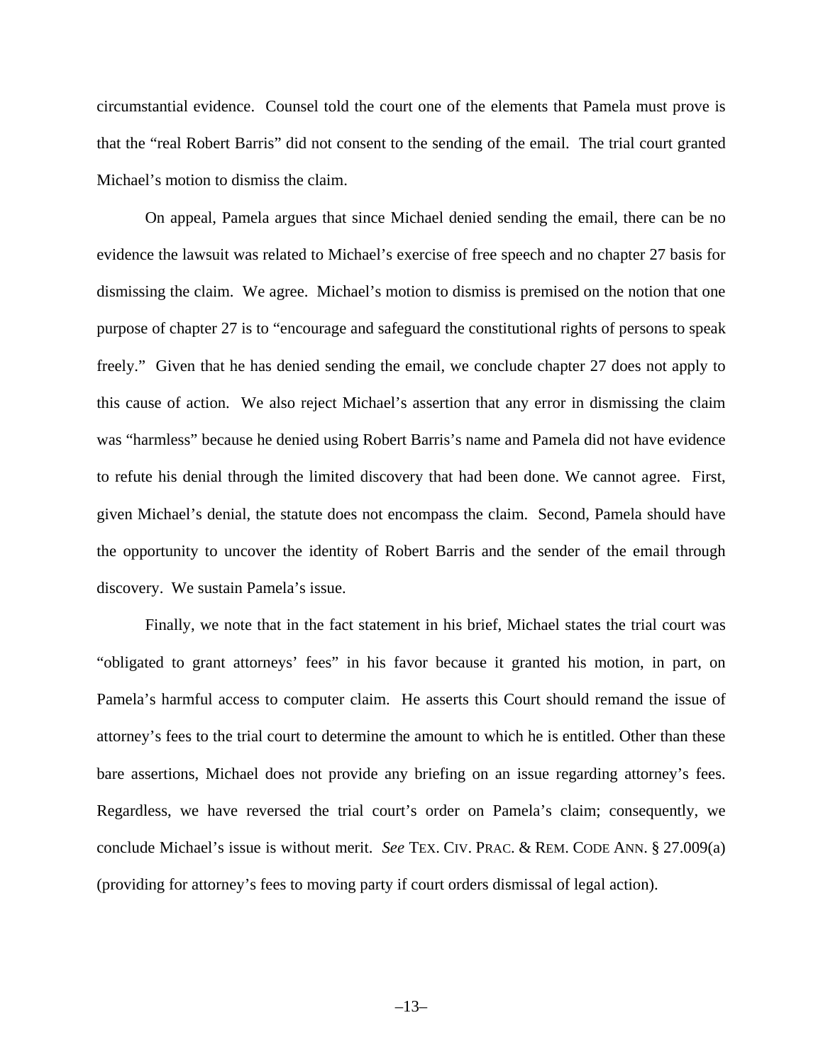circumstantial evidence. Counsel told the court one of the elements that Pamela must prove is that the "real Robert Barris" did not consent to the sending of the email. The trial court granted Michael's motion to dismiss the claim.

On appeal, Pamela argues that since Michael denied sending the email, there can be no evidence the lawsuit was related to Michael's exercise of free speech and no chapter 27 basis for dismissing the claim. We agree. Michael's motion to dismiss is premised on the notion that one purpose of chapter 27 is to "encourage and safeguard the constitutional rights of persons to speak freely." Given that he has denied sending the email, we conclude chapter 27 does not apply to this cause of action. We also reject Michael's assertion that any error in dismissing the claim was "harmless" because he denied using Robert Barris's name and Pamela did not have evidence to refute his denial through the limited discovery that had been done. We cannot agree. First, given Michael's denial, the statute does not encompass the claim. Second, Pamela should have the opportunity to uncover the identity of Robert Barris and the sender of the email through discovery. We sustain Pamela's issue.

Finally, we note that in the fact statement in his brief, Michael states the trial court was "obligated to grant attorneys' fees" in his favor because it granted his motion, in part, on Pamela's harmful access to computer claim. He asserts this Court should remand the issue of attorney's fees to the trial court to determine the amount to which he is entitled. Other than these bare assertions, Michael does not provide any briefing on an issue regarding attorney's fees. Regardless, we have reversed the trial court's order on Pamela's claim; consequently, we conclude Michael's issue is without merit. *See* TEX. CIV. PRAC. & REM. CODE ANN. § 27.009(a) (providing for attorney's fees to moving party if court orders dismissal of legal action).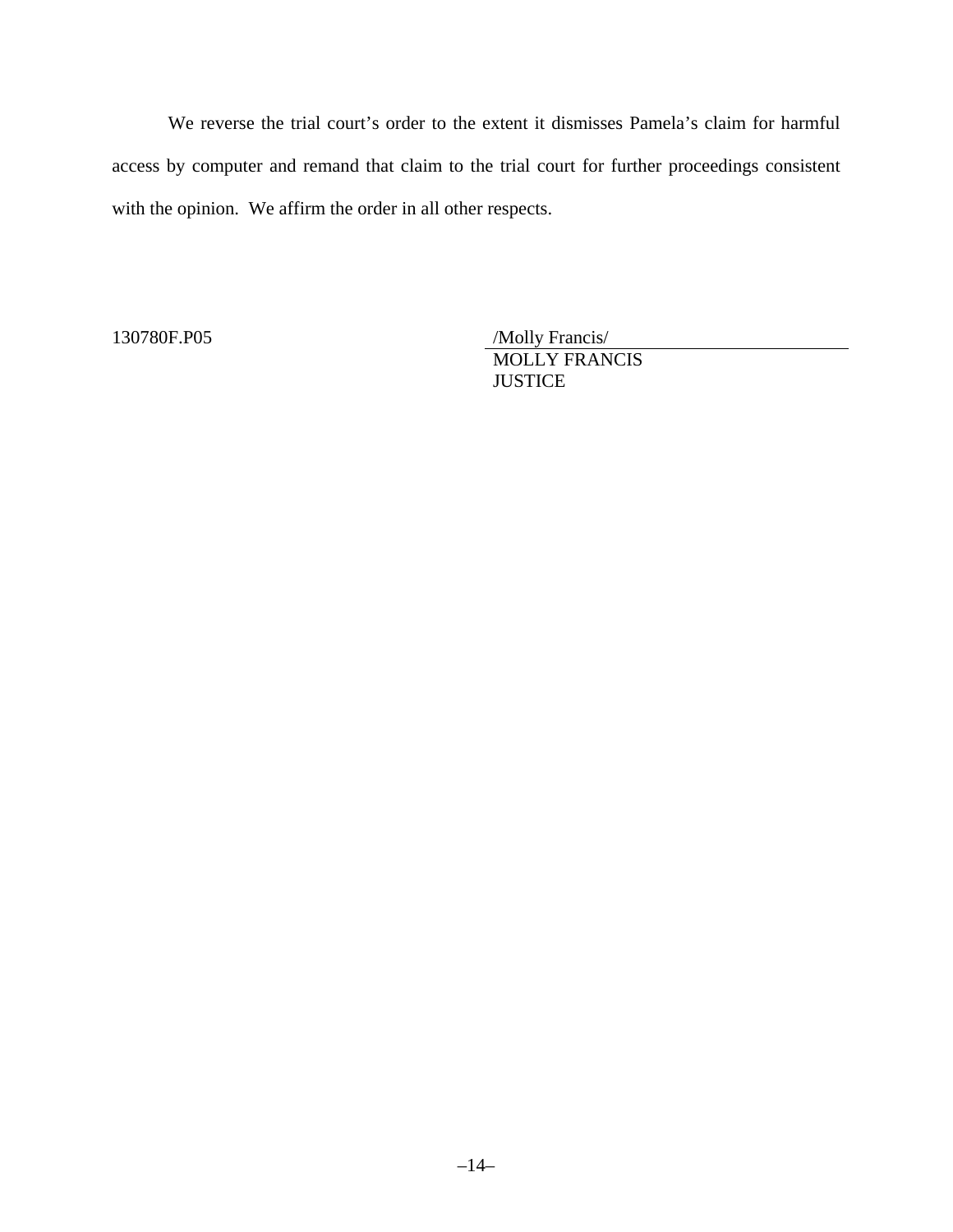We reverse the trial court's order to the extent it dismisses Pamela's claim for harmful access by computer and remand that claim to the trial court for further proceedings consistent with the opinion. We affirm the order in all other respects.

130780F.P05

/Molly Francis/
MOLLY FRANCIS
JUSTICE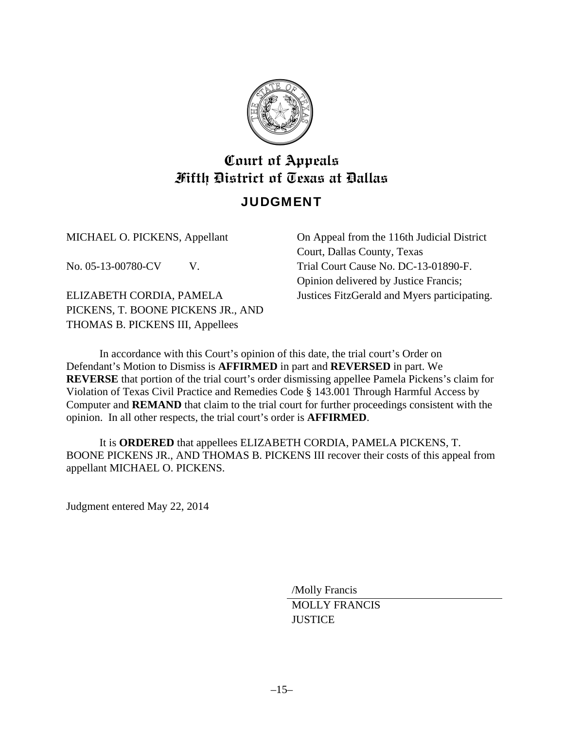# Court of Appeals
# Fifth District of Texas at Dallas

## JUDGMENT

MICHAEL O. PICKENS, Appellant

No. 05-13-00780-CV V.

ELIZABETH CORDIA, PAMELA PICKENS, T. BOONE PICKENS JR., AND THOMAS B. PICKENS III, Appellees

On Appeal from the 116th Judicial District Court, Dallas County, Texas
Trial Court Cause No. DC-13-01890-F.
Opinion delivered by Justice Francis; Justices FitzGerald and Myers participating.

In accordance with this Court's opinion of this date, the trial court's Order on Defendant's Motion to Dismiss is **AFFIRMED** in part and **REVERSED** in part. We **REVERSE** that portion of the trial court's order dismissing appellee Pamela Pickens's claim for Violation of Texas Civil Practice and Remedies Code § 143.001 Through Harmful Access by Computer and **REMAND** that claim to the trial court for further proceedings consistent with the opinion. In all other respects, the trial court's order is **AFFIRMED**.

It is **ORDERED** that appellees ELIZABETH CORDIA, PAMELA PICKENS, T. BOONE PICKENS JR., AND THOMAS B. PICKENS III recover their costs of this appeal from appellant MICHAEL O. PICKENS.

Judgment entered May 22, 2014

/Molly Francis
MOLLY FRANCIS
JUSTICE